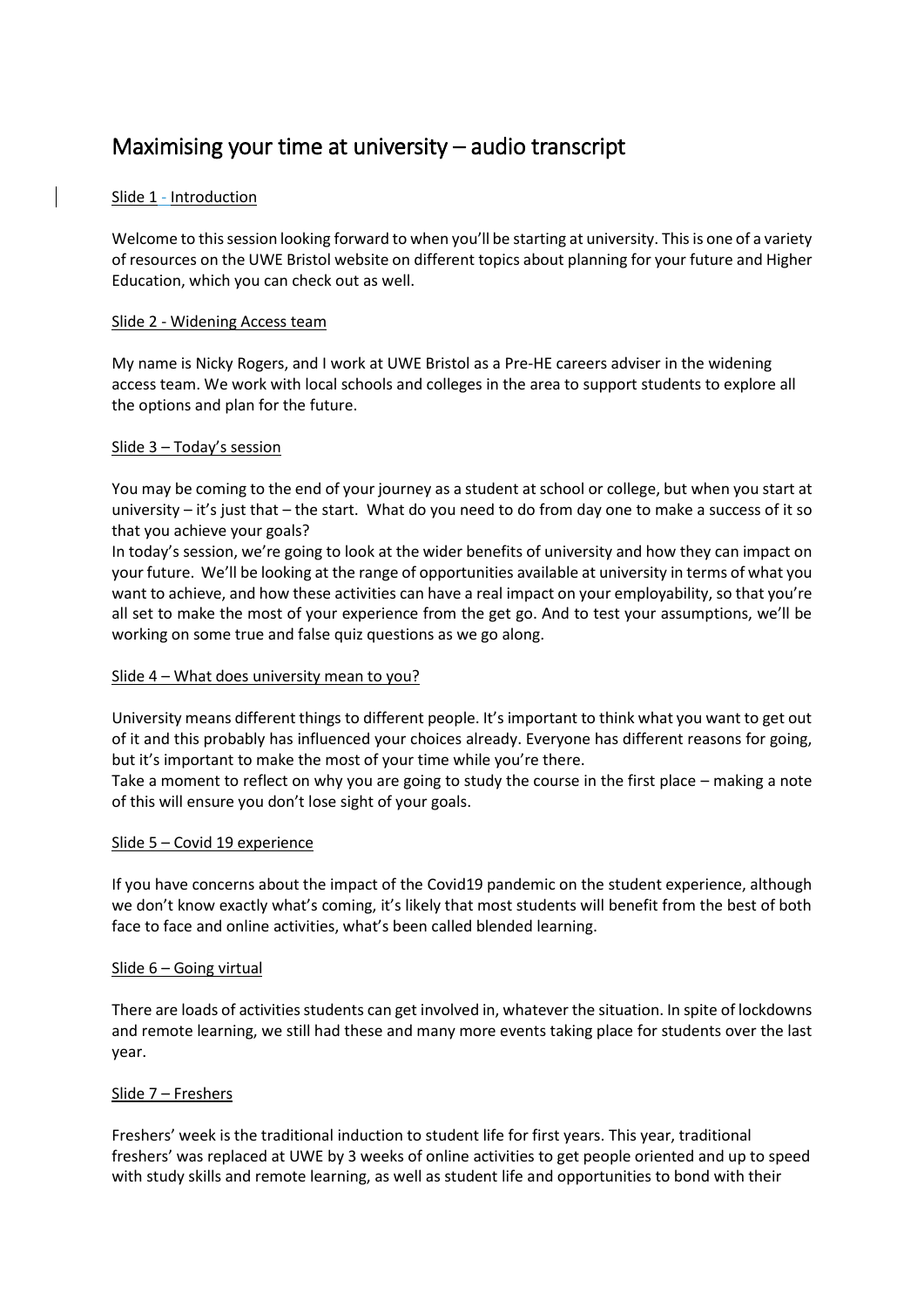# Maximising your time at university – audio transcript

## Slide 1 - Introduction

Welcome to this session looking forward to when you'll be starting at university. This is one of a variety of resources on the UWE Bristol website on different topics about planning for your future and Higher Education, which you can check out as well.

## Slide 2 - Widening Access team

My name is Nicky Rogers, and I work at UWE Bristol as a Pre-HE careers adviser in the widening access team. We work with local schools and colleges in the area to support students to explore all the options and plan for the future.

## Slide 3 – Today's session

You may be coming to the end of your journey as a student at school or college, but when you start at university – it's just that – the start. What do you need to do from day one to make a success of it so that you achieve your goals?

In today's session, we're going to look at the wider benefits of university and how they can impact on your future. We'll be looking at the range of opportunities available at university in terms of what you want to achieve, and how these activities can have a real impact on your employability, so that you're all set to make the most of your experience from the get go. And to test your assumptions, we'll be working on some true and false quiz questions as we go along.

## Slide 4 – What does university mean to you?

University means different things to different people. It's important to think what you want to get out of it and this probably has influenced your choices already. Everyone has different reasons for going, but it's important to make the most of your time while you're there.

Take a moment to reflect on why you are going to study the course in the first place – making a note of this will ensure you don't lose sight of your goals.

## Slide 5 – Covid 19 experience

If you have concerns about the impact of the Covid19 pandemic on the student experience, although we don't know exactly what's coming, it's likely that most students will benefit from the best of both face to face and online activities, what's been called blended learning.

## Slide 6 – Going virtual

There are loads of activities students can get involved in, whatever the situation. In spite of lockdowns and remote learning, we still had these and many more events taking place for students over the last year.

## Slide 7 – Freshers

Freshers' week is the traditional induction to student life for first years. This year, traditional freshers' was replaced at UWE by 3 weeks of online activities to get people oriented and up to speed with study skills and remote learning, as well as student life and opportunities to bond with their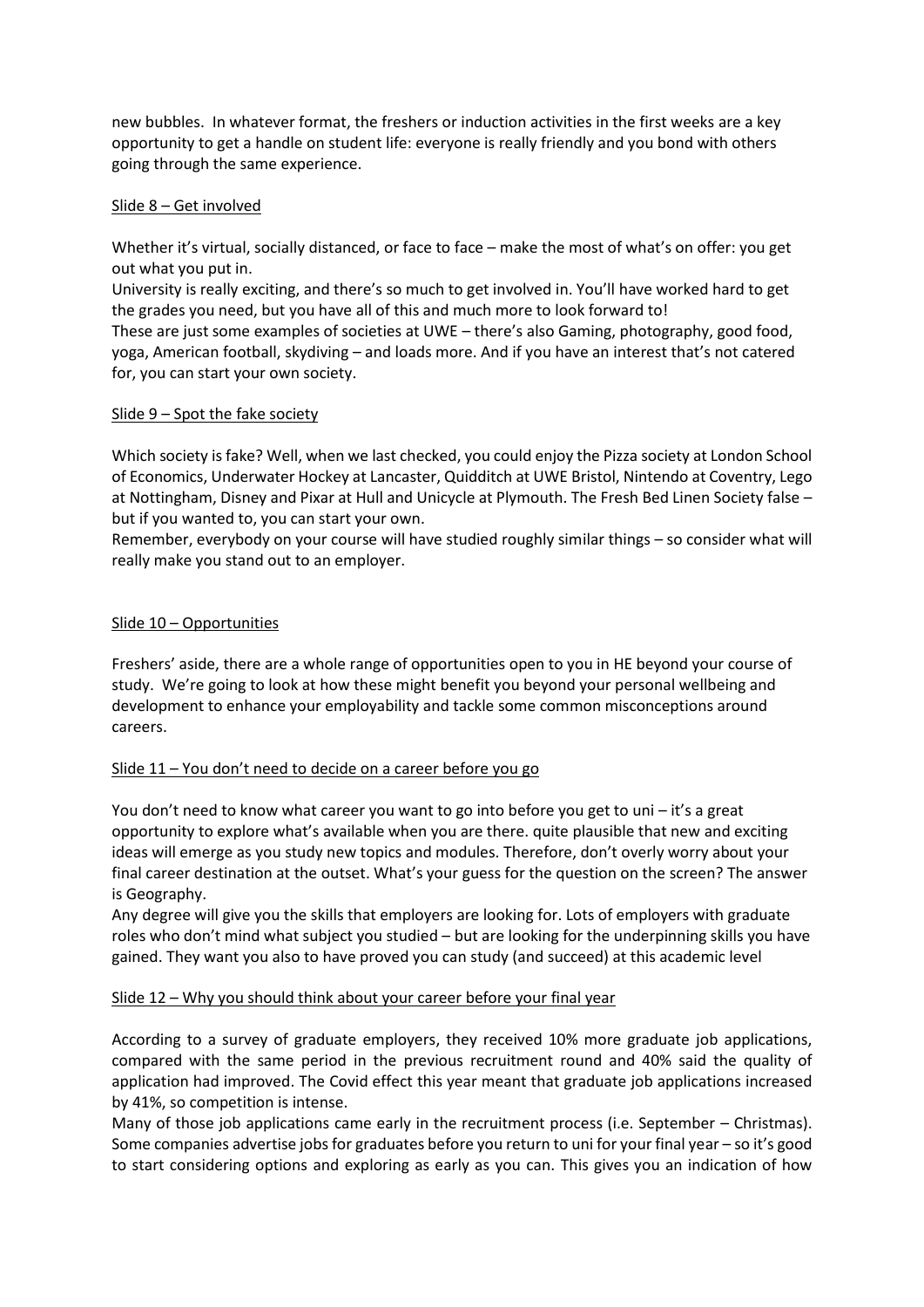new bubbles. In whatever format, the freshers or induction activities in the first weeks are a key opportunity to get a handle on student life: everyone is really friendly and you bond with others going through the same experience.

<u>Slide 8 – Get involved</u>

Whether it's virtual, socially distanced, or face to face – make the most of what's on offer: you get out what you put in.
University is really exciting, and there's so much to get involved in. You'll have worked hard to get the grades you need, but you have all of this and much more to look forward to!
These are just some examples of societies at UWE – there's also Gaming, photography, good food, yoga, American football, skydiving – and loads more. And if you have an interest that's not catered for, you can start your own society.

<u>Slide 9 – Spot the fake society</u>

Which society is fake? Well, when we last checked, you could enjoy the Pizza society at London School of Economics, Underwater Hockey at Lancaster, Quidditch at UWE Bristol, Nintendo at Coventry, Lego at Nottingham, Disney and Pixar at Hull and Unicycle at Plymouth. The Fresh Bed Linen Society false – but if you wanted to, you can start your own.
Remember, everybody on your course will have studied roughly similar things – so consider what will really make you stand out to an employer.

<u>Slide 10 – Opportunities</u>

Freshers' aside, there are a whole range of opportunities open to you in HE beyond your course of study. We're going to look at how these might benefit you beyond your personal wellbeing and development to enhance your employability and tackle some common misconceptions around careers.

<u>Slide 11 – You don't need to decide on a career before you go</u>

You don't need to know what career you want to go into before you get to uni – it's a great opportunity to explore what's available when you are there. quite plausible that new and exciting ideas will emerge as you study new topics and modules. Therefore, don't overly worry about your final career destination at the outset. What's your guess for the question on the screen? The answer is Geography.
Any degree will give you the skills that employers are looking for. Lots of employers with graduate roles who don't mind what subject you studied – but are looking for the underpinning skills you have gained. They want you also to have proved you can study (and succeed) at this academic level

<u>Slide 12 – Why you should think about your career before your final year</u>

According to a survey of graduate employers, they received 10% more graduate job applications, compared with the same period in the previous recruitment round and 40% said the quality of application had improved. The Covid effect this year meant that graduate job applications increased by 41%, so competition is intense.
Many of those job applications came early in the recruitment process (i.e. September – Christmas). Some companies advertise jobs for graduates before you return to uni for your final year – so it's good to start considering options and exploring as early as you can. This gives you an indication of how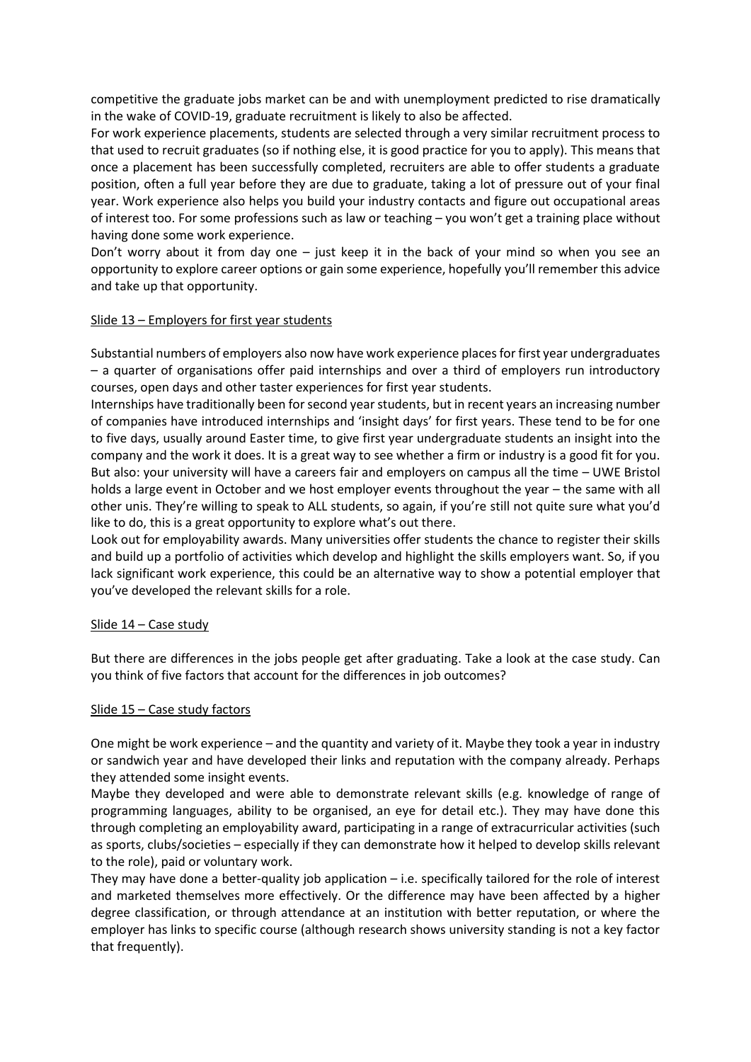competitive the graduate jobs market can be and with unemployment predicted to rise dramatically in the wake of COVID-19, graduate recruitment is likely to also be affected.

For work experience placements, students are selected through a very similar recruitment process to that used to recruit graduates (so if nothing else, it is good practice for you to apply). This means that once a placement has been successfully completed, recruiters are able to offer students a graduate position, often a full year before they are due to graduate, taking a lot of pressure out of your final year. Work experience also helps you build your industry contacts and figure out occupational areas of interest too. For some professions such as law or teaching – you won't get a training place without having done some work experience.

Don't worry about it from day one – just keep it in the back of your mind so when you see an opportunity to explore career options or gain some experience, hopefully you'll remember this advice and take up that opportunity.

<u>Slide 13 – Employers for first year students</u>

Substantial numbers of employers also now have work experience places for first year undergraduates – a quarter of organisations offer paid internships and over a third of employers run introductory courses, open days and other taster experiences for first year students.

Internships have traditionally been for second year students, but in recent years an increasing number of companies have introduced internships and 'insight days' for first years. These tend to be for one to five days, usually around Easter time, to give first year undergraduate students an insight into the company and the work it does. It is a great way to see whether a firm or industry is a good fit for you.

But also: your university will have a careers fair and employers on campus all the time – UWE Bristol holds a large event in October and we host employer events throughout the year – the same with all other unis. They're willing to speak to ALL students, so again, if you're still not quite sure what you'd like to do, this is a great opportunity to explore what's out there.

Look out for employability awards. Many universities offer students the chance to register their skills and build up a portfolio of activities which develop and highlight the skills employers want. So, if you lack significant work experience, this could be an alternative way to show a potential employer that you've developed the relevant skills for a role.

<u>Slide 14 – Case study</u>

But there are differences in the jobs people get after graduating. Take a look at the case study. Can you think of five factors that account for the differences in job outcomes?

<u>Slide 15 – Case study factors</u>

One might be work experience – and the quantity and variety of it. Maybe they took a year in industry or sandwich year and have developed their links and reputation with the company already. Perhaps they attended some insight events.

Maybe they developed and were able to demonstrate relevant skills (e.g. knowledge of range of programming languages, ability to be organised, an eye for detail etc.). They may have done this through completing an employability award, participating in a range of extracurricular activities (such as sports, clubs/societies – especially if they can demonstrate how it helped to develop skills relevant to the role), paid or voluntary work.

They may have done a better-quality job application – i.e. specifically tailored for the role of interest and marketed themselves more effectively. Or the difference may have been affected by a higher degree classification, or through attendance at an institution with better reputation, or where the employer has links to specific course (although research shows university standing is not a key factor that frequently).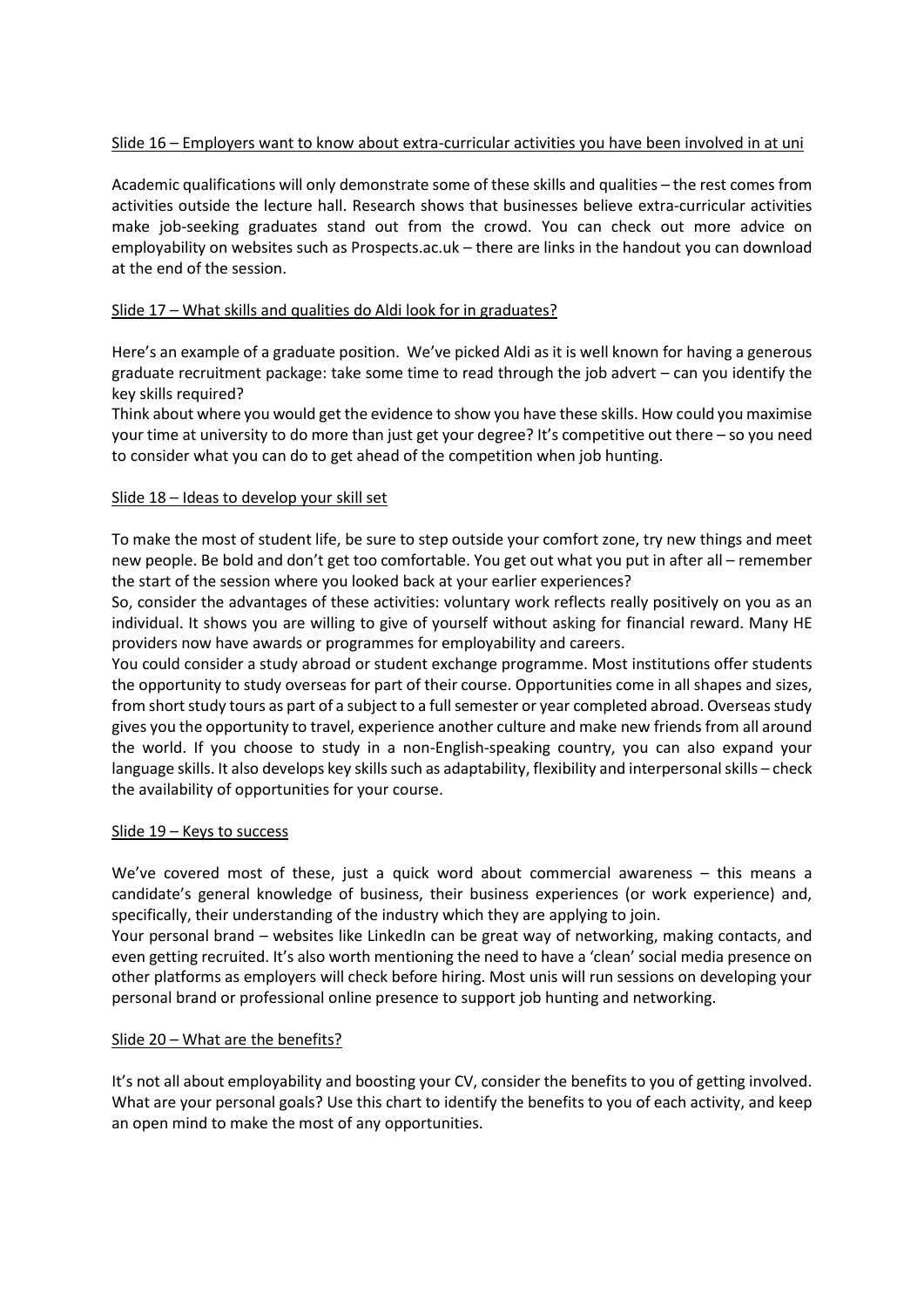<u>Slide 16 – Employers want to know about extra-curricular activities you have been involved in at uni</u>

Academic qualifications will only demonstrate some of these skills and qualities – the rest comes from activities outside the lecture hall. Research shows that businesses believe extra-curricular activities make job-seeking graduates stand out from the crowd. You can check out more advice on employability on websites such as Prospects.ac.uk – there are links in the handout you can download at the end of the session.

<u>Slide 17 – What skills and qualities do Aldi look for in graduates?</u>

Here's an example of a graduate position. We've picked Aldi as it is well known for having a generous graduate recruitment package: take some time to read through the job advert – can you identify the key skills required?
Think about where you would get the evidence to show you have these skills. How could you maximise your time at university to do more than just get your degree? It's competitive out there – so you need to consider what you can do to get ahead of the competition when job hunting.

<u>Slide 18 – Ideas to develop your skill set</u>

To make the most of student life, be sure to step outside your comfort zone, try new things and meet new people. Be bold and don't get too comfortable. You get out what you put in after all – remember the start of the session where you looked back at your earlier experiences?
So, consider the advantages of these activities: voluntary work reflects really positively on you as an individual. It shows you are willing to give of yourself without asking for financial reward. Many HE providers now have awards or programmes for employability and careers.
You could consider a study abroad or student exchange programme. Most institutions offer students the opportunity to study overseas for part of their course. Opportunities come in all shapes and sizes, from short study tours as part of a subject to a full semester or year completed abroad. Overseas study gives you the opportunity to travel, experience another culture and make new friends from all around the world. If you choose to study in a non-English-speaking country, you can also expand your language skills. It also develops key skills such as adaptability, flexibility and interpersonal skills – check the availability of opportunities for your course.

<u>Slide 19 – Keys to success</u>

We've covered most of these, just a quick word about commercial awareness – this means a candidate's general knowledge of business, their business experiences (or work experience) and, specifically, their understanding of the industry which they are applying to join.
Your personal brand – websites like LinkedIn can be great way of networking, making contacts, and even getting recruited. It's also worth mentioning the need to have a 'clean' social media presence on other platforms as employers will check before hiring. Most unis will run sessions on developing your personal brand or professional online presence to support job hunting and networking.

<u>Slide 20 – What are the benefits?</u>

It's not all about employability and boosting your CV, consider the benefits to you of getting involved. What are your personal goals? Use this chart to identify the benefits to you of each activity, and keep an open mind to make the most of any opportunities.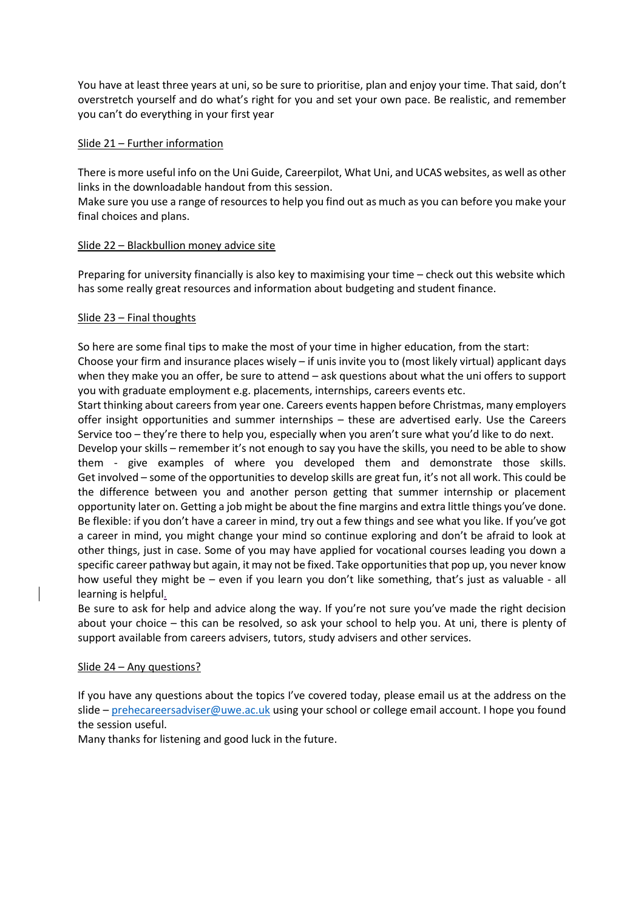You have at least three years at uni, so be sure to prioritise, plan and enjoy your time. That said, don't overstretch yourself and do what's right for you and set your own pace. Be realistic, and remember you can't do everything in your first year

Slide 21 – Further information

There is more useful info on the Uni Guide, Careerpilot, What Uni, and UCAS websites, as well as other links in the downloadable handout from this session.
Make sure you use a range of resources to help you find out as much as you can before you make your final choices and plans.

Slide 22 – Blackbullion money advice site

Preparing for university financially is also key to maximising your time – check out this website which has some really great resources and information about budgeting and student finance.

Slide 23 – Final thoughts

So here are some final tips to make the most of your time in higher education, from the start:
Choose your firm and insurance places wisely – if unis invite you to (most likely virtual) applicant days when they make you an offer, be sure to attend – ask questions about what the uni offers to support you with graduate employment e.g. placements, internships, careers events etc.
Start thinking about careers from year one. Careers events happen before Christmas, many employers offer insight opportunities and summer internships – these are advertised early. Use the Careers Service too – they're there to help you, especially when you aren't sure what you'd like to do next.
Develop your skills – remember it's not enough to say you have the skills, you need to be able to show them - give examples of where you developed them and demonstrate those skills. Get involved – some of the opportunities to develop skills are great fun, it's not all work. This could be the difference between you and another person getting that summer internship or placement opportunity later on. Getting a job might be about the fine margins and extra little things you've done.
Be flexible: if you don't have a career in mind, try out a few things and see what you like. If you've got a career in mind, you might change your mind so continue exploring and don't be afraid to look at other things, just in case. Some of you may have applied for vocational courses leading you down a specific career pathway but again, it may not be fixed. Take opportunities that pop up, you never know how useful they might be – even if you learn you don't like something, that's just as valuable - all learning is helpful.
Be sure to ask for help and advice along the way. If you're not sure you've made the right decision about your choice – this can be resolved, so ask your school to help you. At uni, there is plenty of support available from careers advisers, tutors, study advisers and other services.

Slide 24 – Any questions?

If you have any questions about the topics I've covered today, please email us at the address on the slide – prehecareersadviser@uwe.ac.uk using your school or college email account. I hope you found the session useful.
Many thanks for listening and good luck in the future.